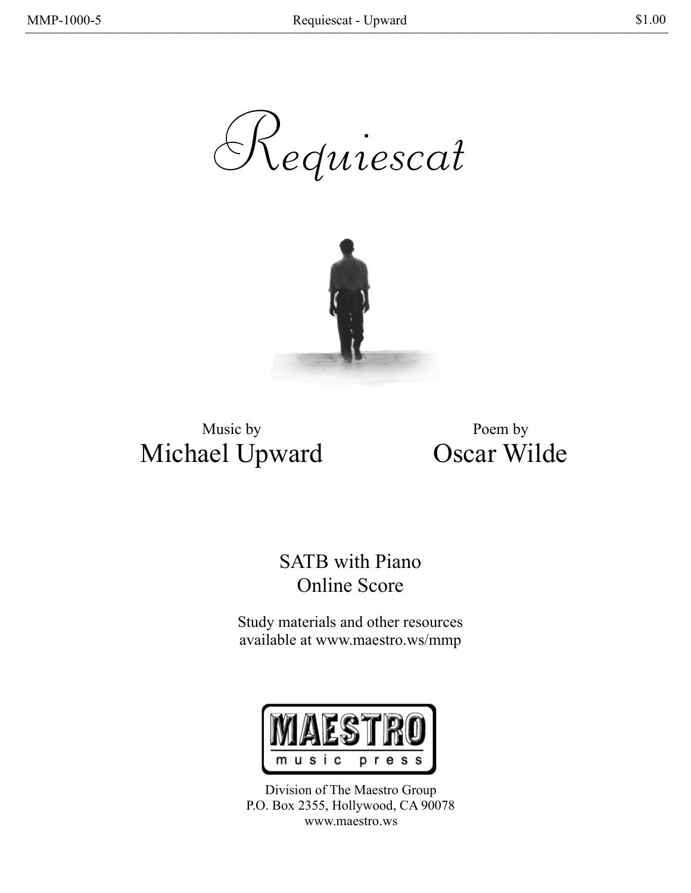# Requiescat

Music by
Michael Upward

Poem by
Oscar Wilde

SATB with Piano
Online Score

Study materials and other resources
available at www.maestro.ws/mmp

MAESTRO
music press

Division of The Maestro Group
P.O. Box 2355, Hollywood, CA 90078
www.maestro.ws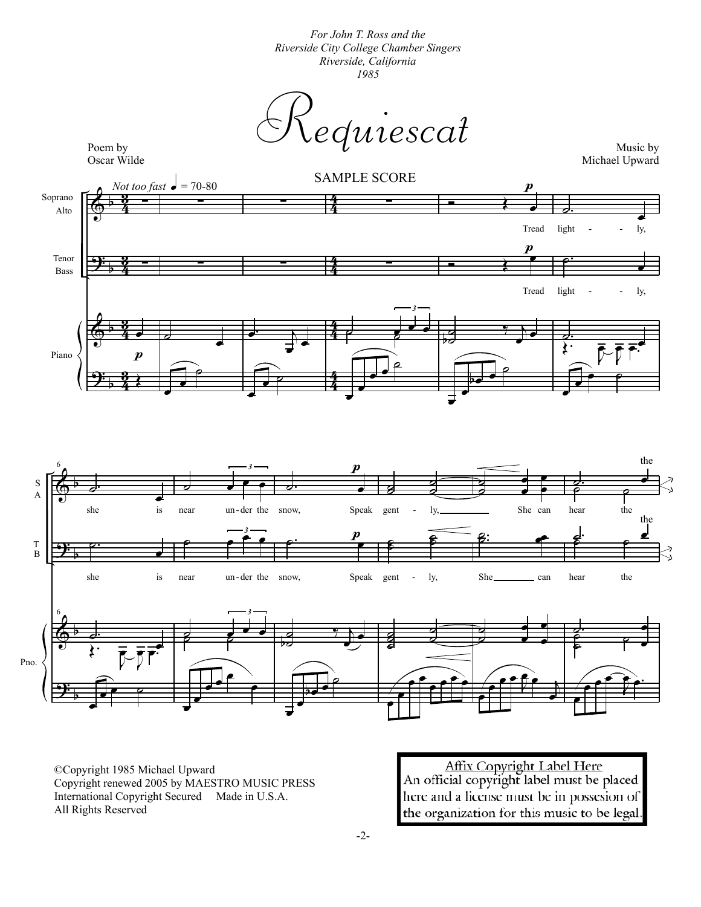*For John T. Ross and the*
*Riverside City College Chamber Singers*
*Riverside, California*
*1985*

# Requiescat

Poem by
Oscar Wilde

Music by
Michael Upward

SAMPLE SCORE

*Not too fast* ♩ = 70-80

Soprano / Alto: Tread light - - ly, she is near un-der the snow, Speak gent - ly, She can hear the the

Tenor / Bass: Tread light - - ly, she is near un-der the snow, Speak gent - ly, She can hear the the

©Copyright 1985 Michael Upward
Copyright renewed 2005 by MAESTRO MUSIC PRESS
International Copyright Secured Made in U.S.A.
All Rights Reserved

Affix Copyright Label Here
An official copyright label must be placed here and a license must be in possesion of the organization for this music to be legal.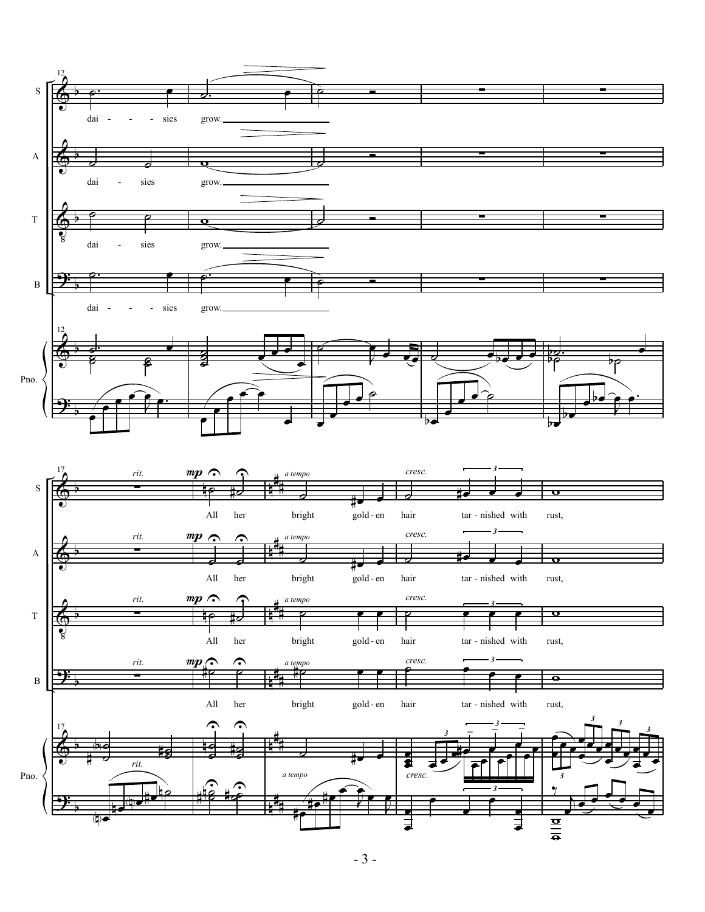dai - sies grow.

All her bright gold - en hair tar - nished with rust,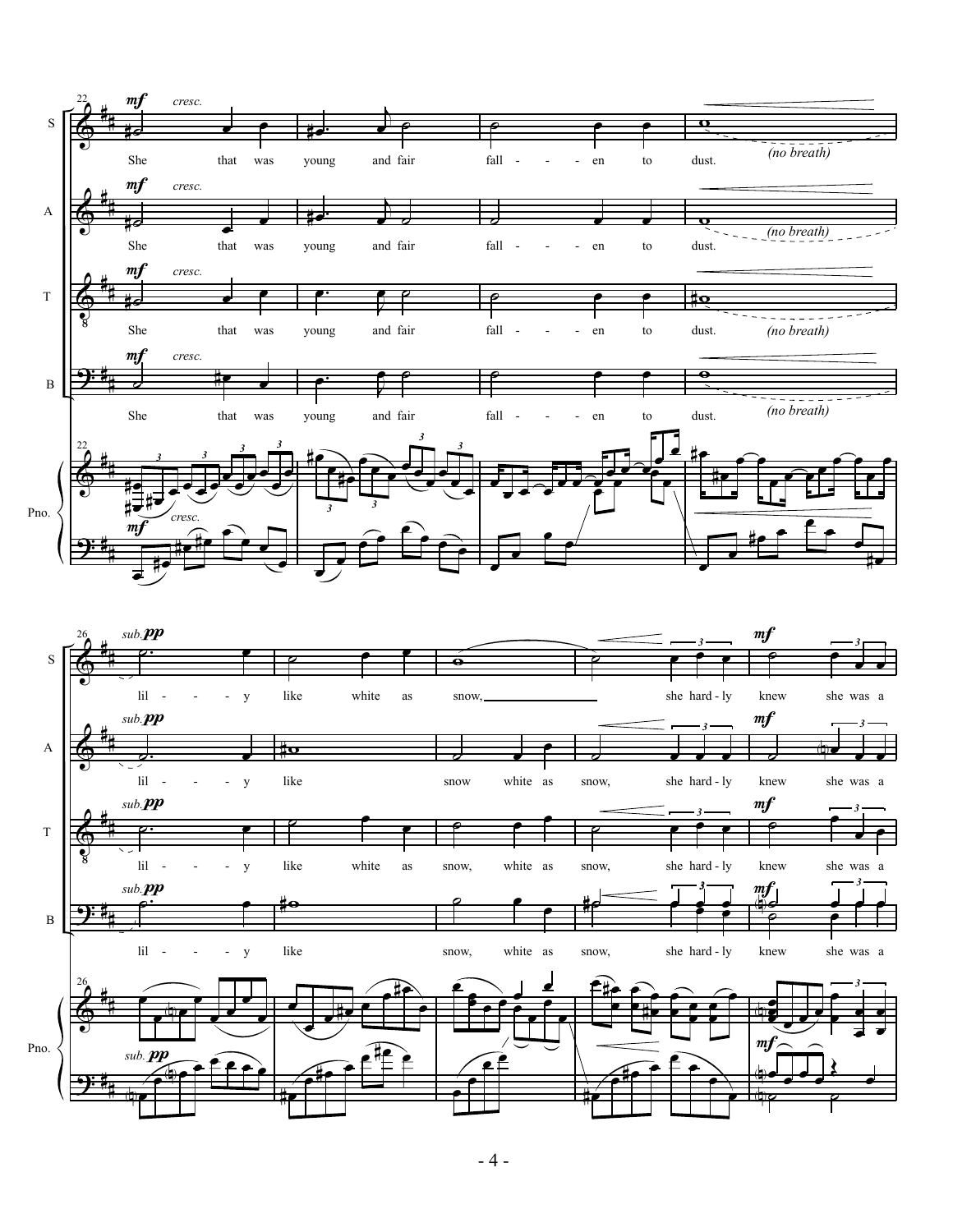She that was young and fair fall - - - en to dust. *(no breath)*

lil - - - y like white as snow, she hard - ly knew she was a

lil - - - y like snow white as snow, she hard - ly knew she was a

lil - - - y like white as snow, white as snow, she hard - ly knew she was a

lil - - - y like snow, white as snow, she hard - ly knew she was a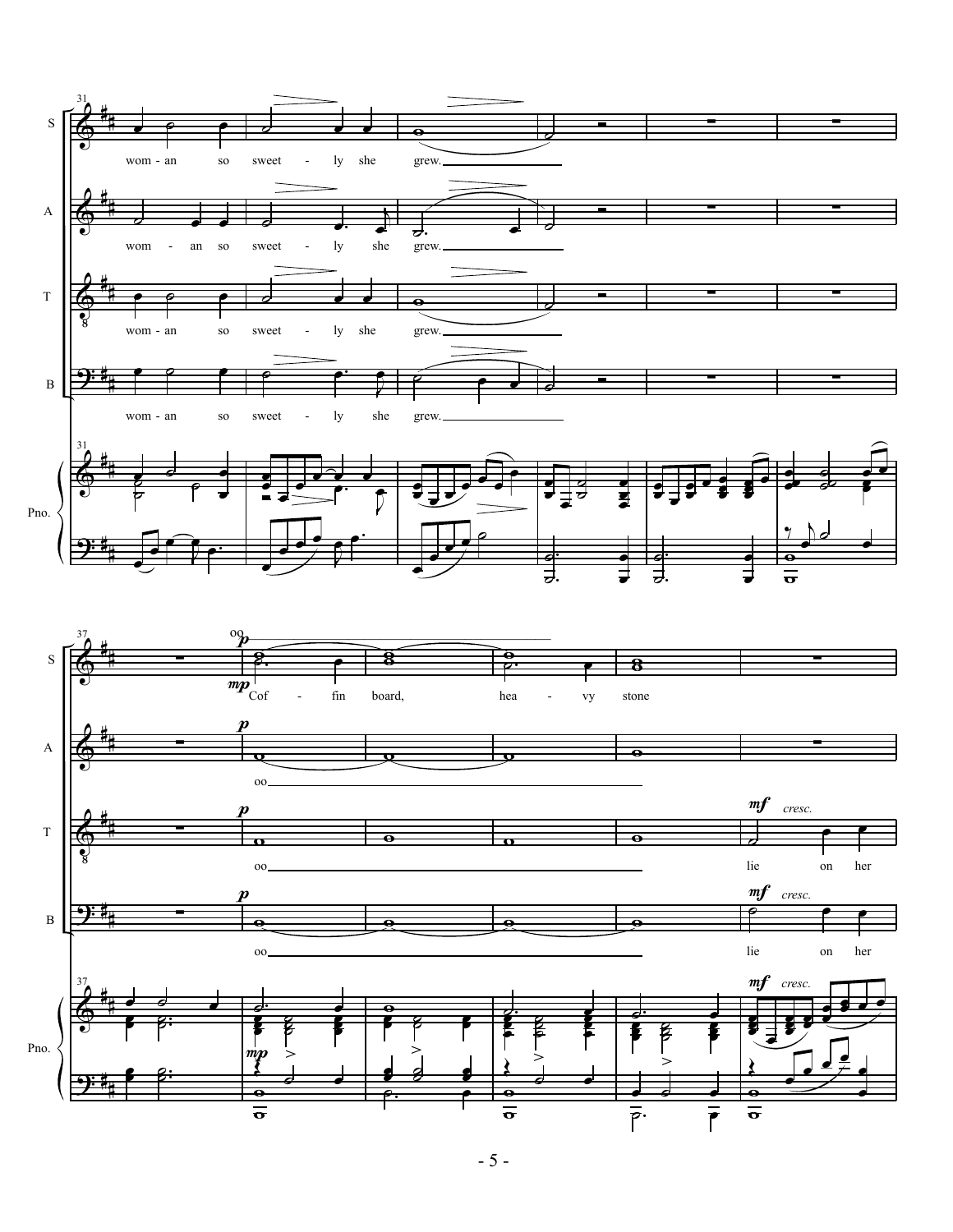31

S: wom - an so sweet - ly she grew.

A: wom - an so sweet - ly she grew.

T: wom - an so sweet - ly she grew.

B: wom - an so sweet - ly she grew.

Pno.

37

S: *p* oo / *mp* Cof - fin board, hea - vy stone

A: *p* oo

T: *p* oo / *mf* *cresc.* lie on her

B: *p* oo / *mf* *cresc.* lie on her

Pno. *mp* / *mf* *cresc.*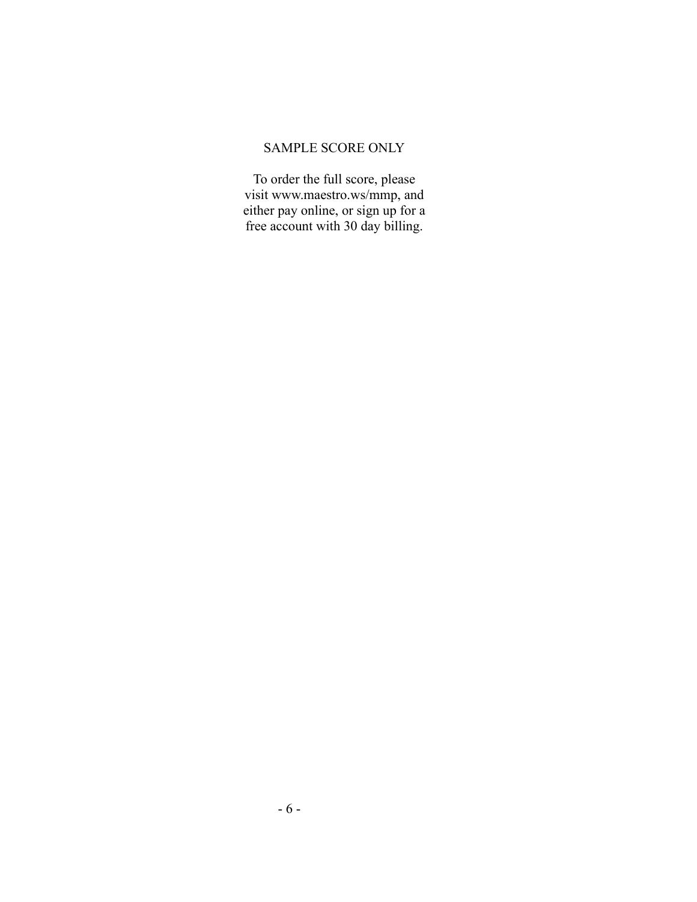SAMPLE SCORE ONLY

To order the full score, please visit www.maestro.ws/mmp, and either pay online, or sign up for a free account with 30 day billing.